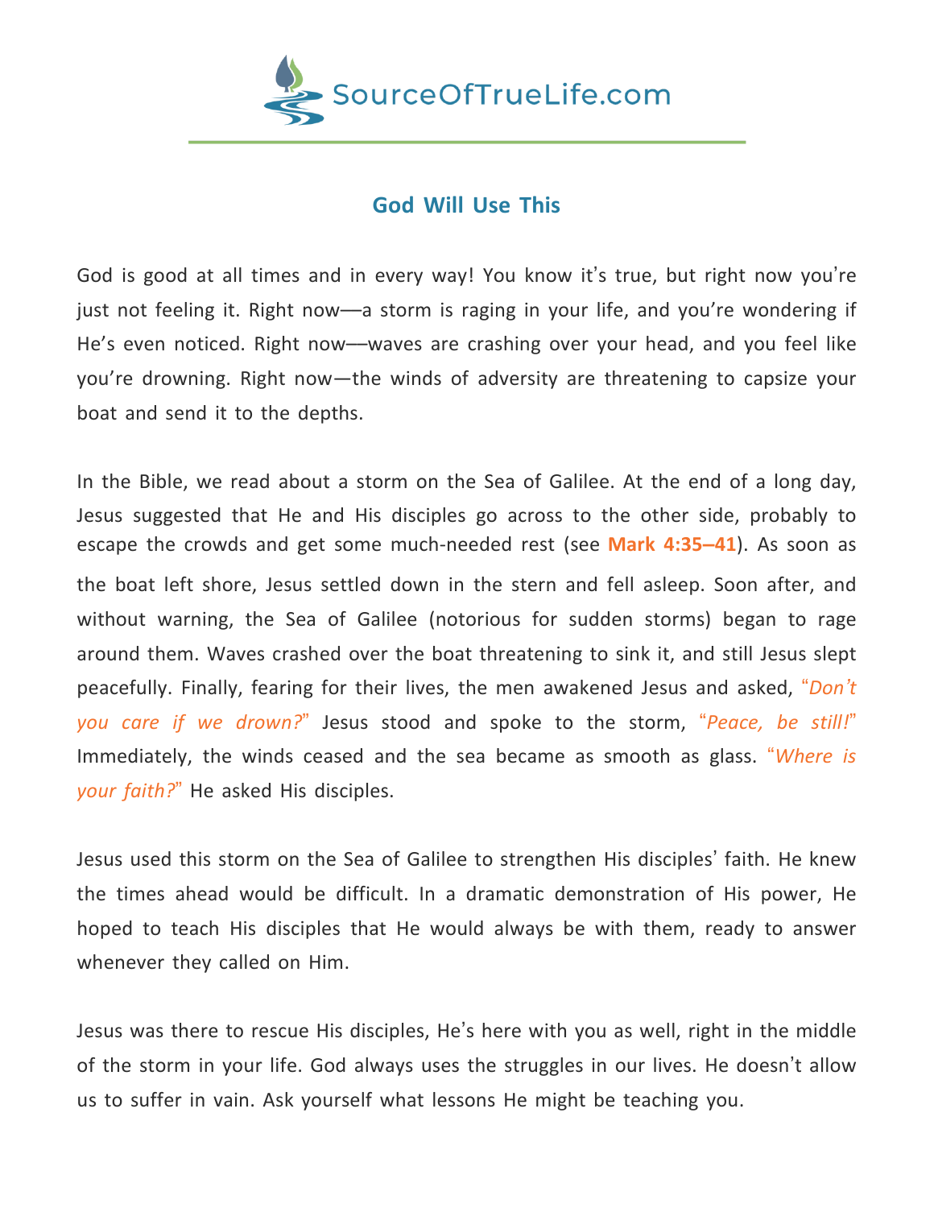SourceOfTrueLife.com

# God Will Use This

God is good at all times and in every way! You know it's true, but right now you're just not feeling it. Right now—a storm is raging in your life, and you're wondering if He's even noticed. Right now—waves are crashing over your head, and you feel like you're drowning. Right now—the winds of adversity are threatening to capsize your boat and send it to the depths.

In the Bible, we read about a storm on the Sea of Galilee. At the end of a long day, Jesus suggested that He and His disciples go across to the other side, probably to escape the crowds and get some much-needed rest (see **Mark 4:35–41**). As soon as the boat left shore, Jesus settled down in the stern and fell asleep. Soon after, and without warning, the Sea of Galilee (notorious for sudden storms) began to rage around them. Waves crashed over the boat threatening to sink it, and still Jesus slept peacefully. Finally, fearing for their lives, the men awakened Jesus and asked, "*Don't you care if we drown?*" Jesus stood and spoke to the storm, "*Peace, be still!*" Immediately, the winds ceased and the sea became as smooth as glass. "*Where is your faith?*" He asked His disciples.

Jesus used this storm on the Sea of Galilee to strengthen His disciples' faith. He knew the times ahead would be difficult. In a dramatic demonstration of His power, He hoped to teach His disciples that He would always be with them, ready to answer whenever they called on Him.

Jesus was there to rescue His disciples, He's here with you as well, right in the middle of the storm in your life. God always uses the struggles in our lives. He doesn't allow us to suffer in vain. Ask yourself what lessons He might be teaching you.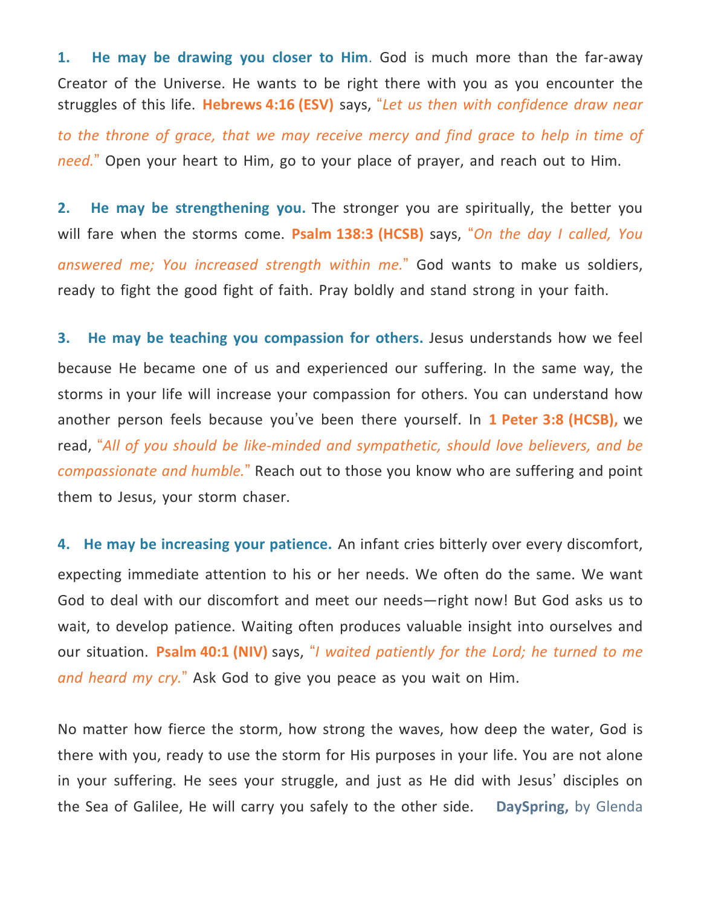1. **He may be drawing you closer to Him**. God is much more than the far-away Creator of the Universe. He wants to be right there with you as you encounter the struggles of this life. **Hebrews 4:16 (ESV)** says, "*Let us then with confidence draw near to the throne of grace, that we may receive mercy and find grace to help in time of need.*" Open your heart to Him, go to your place of prayer, and reach out to Him.

2. **He may be strengthening you.** The stronger you are spiritually, the better you will fare when the storms come. **Psalm 138:3 (HCSB)** says, "*On the day I called, You answered me; You increased strength within me.*" God wants to make us soldiers, ready to fight the good fight of faith. Pray boldly and stand strong in your faith.

3. **He may be teaching you compassion for others.** Jesus understands how we feel because He became one of us and experienced our suffering. In the same way, the storms in your life will increase your compassion for others. You can understand how another person feels because you've been there yourself. In **1 Peter 3:8 (HCSB),** we read, "*All of you should be like-minded and sympathetic, should love believers, and be compassionate and humble.*" Reach out to those you know who are suffering and point them to Jesus, your storm chaser.

4. **He may be increasing your patience.** An infant cries bitterly over every discomfort, expecting immediate attention to his or her needs. We often do the same. We want God to deal with our discomfort and meet our needs—right now! But God asks us to wait, to develop patience. Waiting often produces valuable insight into ourselves and our situation. **Psalm 40:1 (NIV)** says, "*I waited patiently for the Lord; he turned to me and heard my cry.*" Ask God to give you peace as you wait on Him.

No matter how fierce the storm, how strong the waves, how deep the water, God is there with you, ready to use the storm for His purposes in your life. You are not alone in your suffering. He sees your struggle, and just as He did with Jesus' disciples on the Sea of Galilee, He will carry you safely to the other side. **DaySpring,** by Glenda